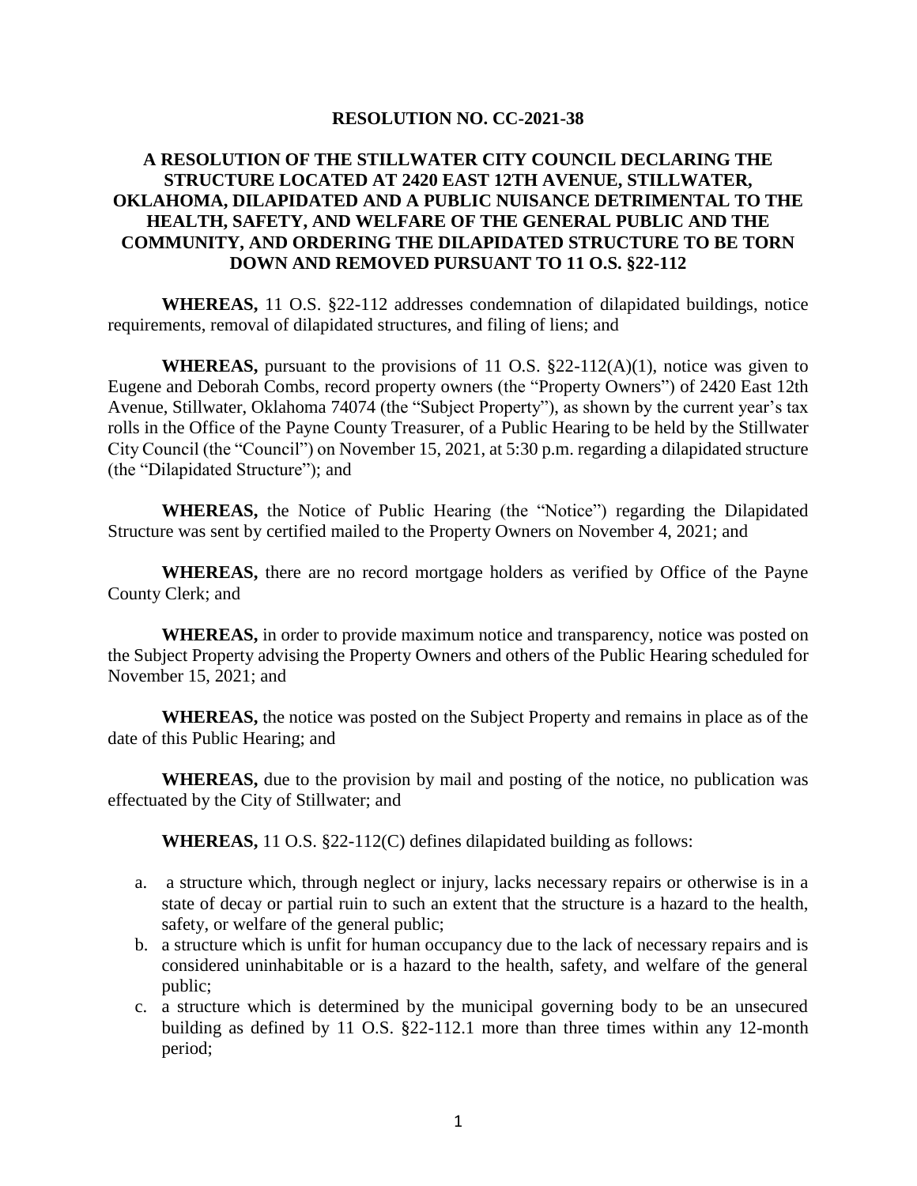**RESOLUTION NO. CC-2021-38**

**A RESOLUTION OF THE STILLWATER CITY COUNCIL DECLARING THE STRUCTURE LOCATED AT 2420 EAST 12TH AVENUE, STILLWATER, OKLAHOMA, DILAPIDATED AND A PUBLIC NUISANCE DETRIMENTAL TO THE HEALTH, SAFETY, AND WELFARE OF THE GENERAL PUBLIC AND THE COMMUNITY, AND ORDERING THE DILAPIDATED STRUCTURE TO BE TORN DOWN AND REMOVED PURSUANT TO 11 O.S. §22-112**

**WHEREAS,** 11 O.S. §22-112 addresses condemnation of dilapidated buildings, notice requirements, removal of dilapidated structures, and filing of liens; and

**WHEREAS,** pursuant to the provisions of 11 O.S. §22-112(A)(1), notice was given to Eugene and Deborah Combs, record property owners (the "Property Owners") of 2420 East 12th Avenue, Stillwater, Oklahoma 74074 (the "Subject Property"), as shown by the current year's tax rolls in the Office of the Payne County Treasurer, of a Public Hearing to be held by the Stillwater City Council (the "Council") on November 15, 2021, at 5:30 p.m. regarding a dilapidated structure (the "Dilapidated Structure"); and

**WHEREAS,** the Notice of Public Hearing (the "Notice") regarding the Dilapidated Structure was sent by certified mailed to the Property Owners on November 4, 2021; and

**WHEREAS,** there are no record mortgage holders as verified by Office of the Payne County Clerk; and

**WHEREAS,** in order to provide maximum notice and transparency, notice was posted on the Subject Property advising the Property Owners and others of the Public Hearing scheduled for November 15, 2021; and

**WHEREAS,** the notice was posted on the Subject Property and remains in place as of the date of this Public Hearing; and

**WHEREAS,** due to the provision by mail and posting of the notice, no publication was effectuated by the City of Stillwater; and

**WHEREAS,** 11 O.S. §22-112(C) defines dilapidated building as follows:

a. a structure which, through neglect or injury, lacks necessary repairs or otherwise is in a state of decay or partial ruin to such an extent that the structure is a hazard to the health, safety, or welfare of the general public;
b. a structure which is unfit for human occupancy due to the lack of necessary repairs and is considered uninhabitable or is a hazard to the health, safety, and welfare of the general public;
c. a structure which is determined by the municipal governing body to be an unsecured building as defined by 11 O.S. §22-112.1 more than three times within any 12-month period;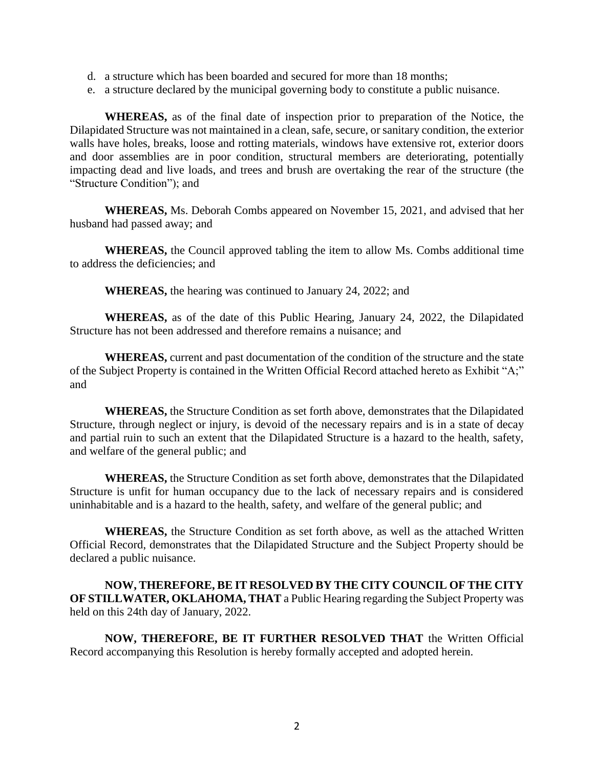d. a structure which has been boarded and secured for more than 18 months;
e. a structure declared by the municipal governing body to constitute a public nuisance.

**WHEREAS,** as of the final date of inspection prior to preparation of the Notice, the Dilapidated Structure was not maintained in a clean, safe, secure, or sanitary condition, the exterior walls have holes, breaks, loose and rotting materials, windows have extensive rot, exterior doors and door assemblies are in poor condition, structural members are deteriorating, potentially impacting dead and live loads, and trees and brush are overtaking the rear of the structure (the "Structure Condition"); and

**WHEREAS,** Ms. Deborah Combs appeared on November 15, 2021, and advised that her husband had passed away; and

**WHEREAS,** the Council approved tabling the item to allow Ms. Combs additional time to address the deficiencies; and

**WHEREAS,** the hearing was continued to January 24, 2022; and

**WHEREAS,** as of the date of this Public Hearing, January 24, 2022, the Dilapidated Structure has not been addressed and therefore remains a nuisance; and

**WHEREAS,** current and past documentation of the condition of the structure and the state of the Subject Property is contained in the Written Official Record attached hereto as Exhibit "A;" and

**WHEREAS,** the Structure Condition as set forth above, demonstrates that the Dilapidated Structure, through neglect or injury, is devoid of the necessary repairs and is in a state of decay and partial ruin to such an extent that the Dilapidated Structure is a hazard to the health, safety, and welfare of the general public; and

**WHEREAS,** the Structure Condition as set forth above, demonstrates that the Dilapidated Structure is unfit for human occupancy due to the lack of necessary repairs and is considered uninhabitable and is a hazard to the health, safety, and welfare of the general public; and

**WHEREAS,** the Structure Condition as set forth above, as well as the attached Written Official Record, demonstrates that the Dilapidated Structure and the Subject Property should be declared a public nuisance.

**NOW, THEREFORE, BE IT RESOLVED BY THE CITY COUNCIL OF THE CITY OF STILLWATER, OKLAHOMA, THAT** a Public Hearing regarding the Subject Property was held on this 24th day of January, 2022.

**NOW, THEREFORE, BE IT FURTHER RESOLVED THAT** the Written Official Record accompanying this Resolution is hereby formally accepted and adopted herein.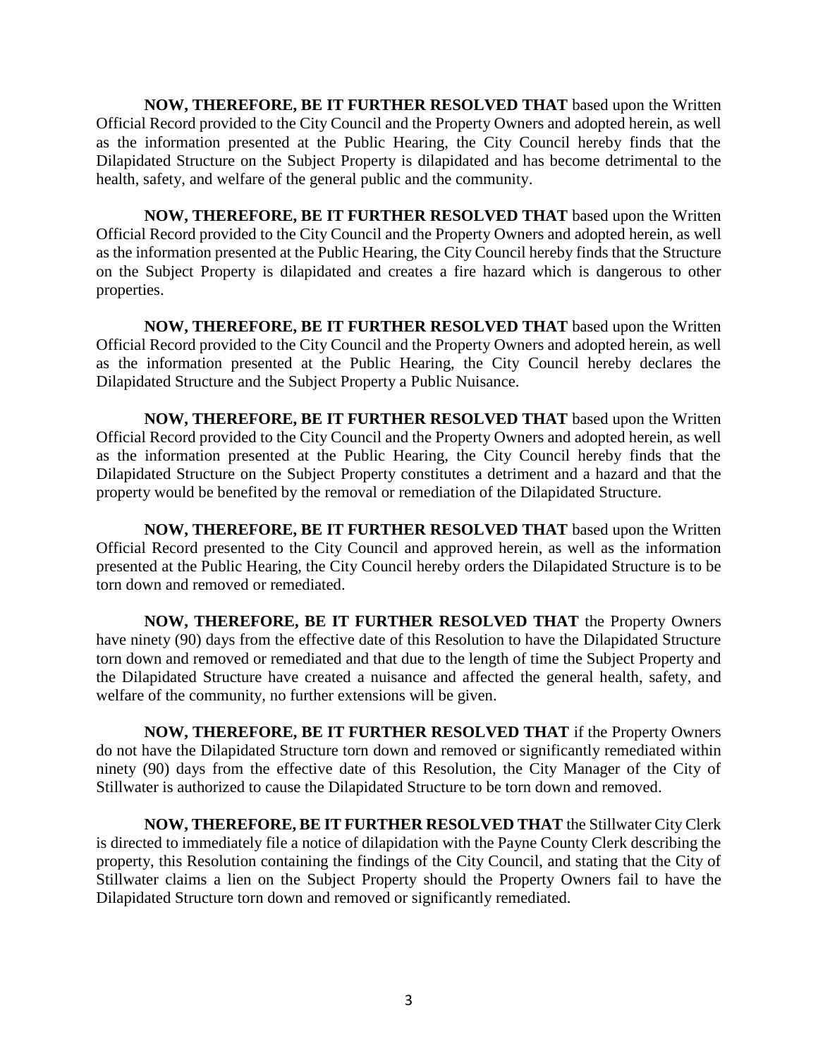**NOW, THEREFORE, BE IT FURTHER RESOLVED THAT** based upon the Written Official Record provided to the City Council and the Property Owners and adopted herein, as well as the information presented at the Public Hearing, the City Council hereby finds that the Dilapidated Structure on the Subject Property is dilapidated and has become detrimental to the health, safety, and welfare of the general public and the community.

**NOW, THEREFORE, BE IT FURTHER RESOLVED THAT** based upon the Written Official Record provided to the City Council and the Property Owners and adopted herein, as well as the information presented at the Public Hearing, the City Council hereby finds that the Structure on the Subject Property is dilapidated and creates a fire hazard which is dangerous to other properties.

**NOW, THEREFORE, BE IT FURTHER RESOLVED THAT** based upon the Written Official Record provided to the City Council and the Property Owners and adopted herein, as well as the information presented at the Public Hearing, the City Council hereby declares the Dilapidated Structure and the Subject Property a Public Nuisance.

**NOW, THEREFORE, BE IT FURTHER RESOLVED THAT** based upon the Written Official Record provided to the City Council and the Property Owners and adopted herein, as well as the information presented at the Public Hearing, the City Council hereby finds that the Dilapidated Structure on the Subject Property constitutes a detriment and a hazard and that the property would be benefited by the removal or remediation of the Dilapidated Structure.

**NOW, THEREFORE, BE IT FURTHER RESOLVED THAT** based upon the Written Official Record presented to the City Council and approved herein, as well as the information presented at the Public Hearing, the City Council hereby orders the Dilapidated Structure is to be torn down and removed or remediated.

**NOW, THEREFORE, BE IT FURTHER RESOLVED THAT** the Property Owners have ninety (90) days from the effective date of this Resolution to have the Dilapidated Structure torn down and removed or remediated and that due to the length of time the Subject Property and the Dilapidated Structure have created a nuisance and affected the general health, safety, and welfare of the community, no further extensions will be given.

**NOW, THEREFORE, BE IT FURTHER RESOLVED THAT** if the Property Owners do not have the Dilapidated Structure torn down and removed or significantly remediated within ninety (90) days from the effective date of this Resolution, the City Manager of the City of Stillwater is authorized to cause the Dilapidated Structure to be torn down and removed.

**NOW, THEREFORE, BE IT FURTHER RESOLVED THAT** the Stillwater City Clerk is directed to immediately file a notice of dilapidation with the Payne County Clerk describing the property, this Resolution containing the findings of the City Council, and stating that the City of Stillwater claims a lien on the Subject Property should the Property Owners fail to have the Dilapidated Structure torn down and removed or significantly remediated.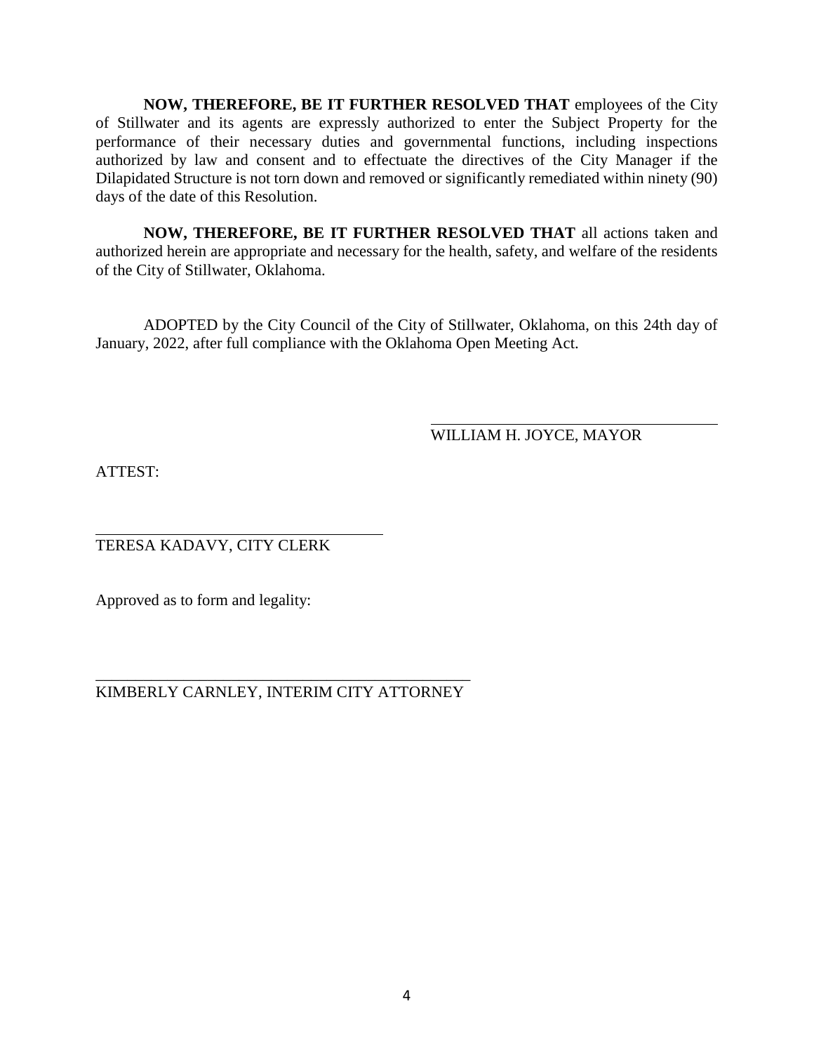**NOW, THEREFORE, BE IT FURTHER RESOLVED THAT** employees of the City of Stillwater and its agents are expressly authorized to enter the Subject Property for the performance of their necessary duties and governmental functions, including inspections authorized by law and consent and to effectuate the directives of the City Manager if the Dilapidated Structure is not torn down and removed or significantly remediated within ninety (90) days of the date of this Resolution.

**NOW, THEREFORE, BE IT FURTHER RESOLVED THAT** all actions taken and authorized herein are appropriate and necessary for the health, safety, and welfare of the residents of the City of Stillwater, Oklahoma.

ADOPTED by the City Council of the City of Stillwater, Oklahoma, on this 24th day of January, 2022, after full compliance with the Oklahoma Open Meeting Act.

\_\_\_\_\_\_\_\_\_\_\_\_\_\_\_\_\_\_\_\_\_\_\_\_\_\_\_\_\_\_\_\_\_\_\_\_

WILLIAM H. JOYCE, MAYOR

ATTEST:

\_\_\_\_\_\_\_\_\_\_\_\_\_\_\_\_\_\_\_\_\_\_\_\_\_\_\_\_\_\_\_\_\_\_\_\_

TERESA KADAVY, CITY CLERK

Approved as to form and legality:

\_\_\_\_\_\_\_\_\_\_\_\_\_\_\_\_\_\_\_\_\_\_\_\_\_\_\_\_\_\_\_\_\_\_\_\_\_\_\_\_\_\_\_\_

KIMBERLY CARNLEY, INTERIM CITY ATTORNEY